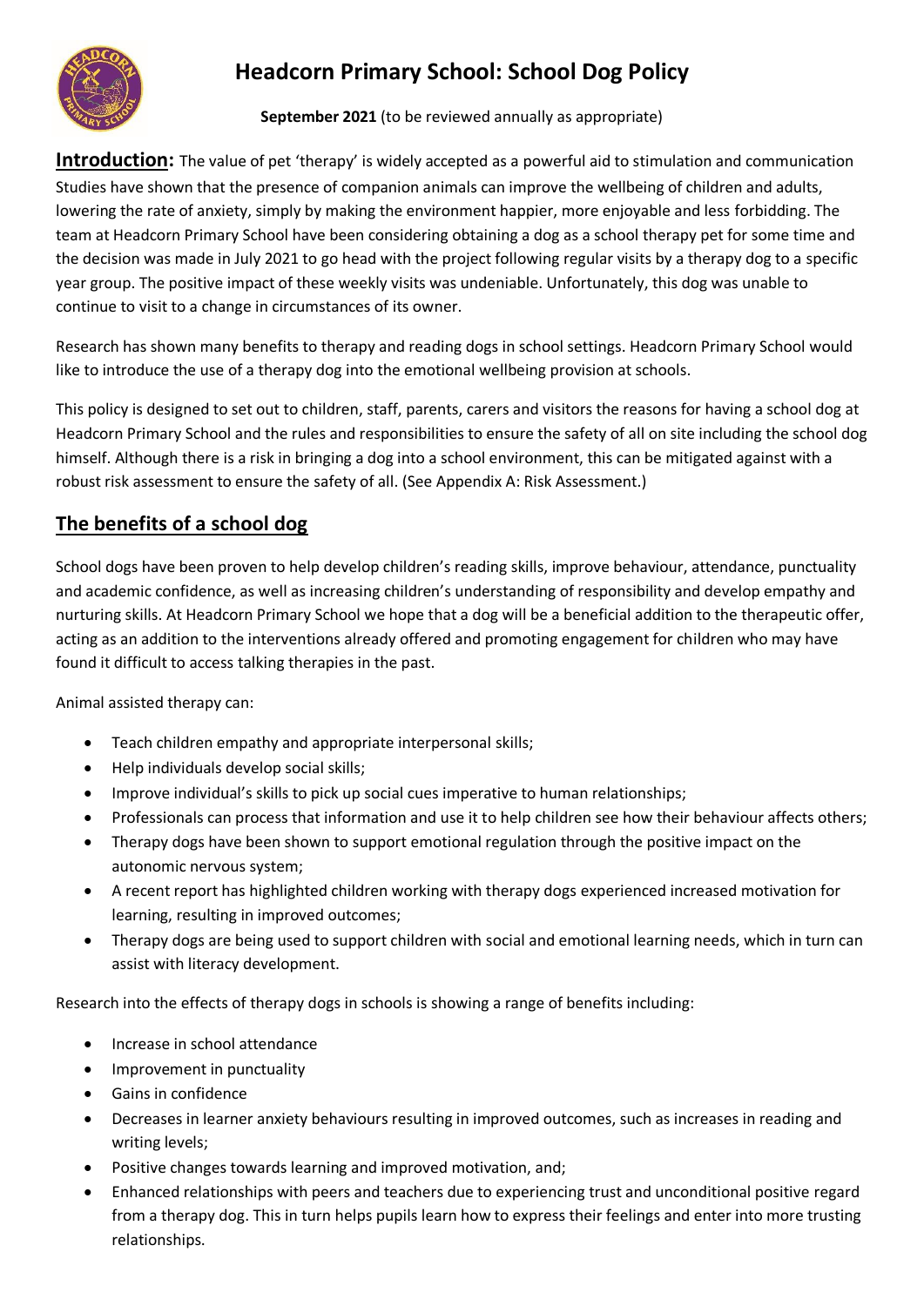# Headcorn Primary School: School Dog Policy

**September 2021** (to be reviewed annually as appropriate)

**Introduction:** The value of pet 'therapy' is widely accepted as a powerful aid to stimulation and communication Studies have shown that the presence of companion animals can improve the wellbeing of children and adults, lowering the rate of anxiety, simply by making the environment happier, more enjoyable and less forbidding. The team at Headcorn Primary School have been considering obtaining a dog as a school therapy pet for some time and the decision was made in July 2021 to go head with the project following regular visits by a therapy dog to a specific year group. The positive impact of these weekly visits was undeniable. Unfortunately, this dog was unable to continue to visit to a change in circumstances of its owner.

Research has shown many benefits to therapy and reading dogs in school settings. Headcorn Primary School would like to introduce the use of a therapy dog into the emotional wellbeing provision at schools.

This policy is designed to set out to children, staff, parents, carers and visitors the reasons for having a school dog at Headcorn Primary School and the rules and responsibilities to ensure the safety of all on site including the school dog himself. Although there is a risk in bringing a dog into a school environment, this can be mitigated against with a robust risk assessment to ensure the safety of all. (See Appendix A: Risk Assessment.)

## The benefits of a school dog

School dogs have been proven to help develop children's reading skills, improve behaviour, attendance, punctuality and academic confidence, as well as increasing children's understanding of responsibility and develop empathy and nurturing skills. At Headcorn Primary School we hope that a dog will be a beneficial addition to the therapeutic offer, acting as an addition to the interventions already offered and promoting engagement for children who may have found it difficult to access talking therapies in the past.

Animal assisted therapy can:

- Teach children empathy and appropriate interpersonal skills;
- Help individuals develop social skills;
- Improve individual's skills to pick up social cues imperative to human relationships;
- Professionals can process that information and use it to help children see how their behaviour affects others;
- Therapy dogs have been shown to support emotional regulation through the positive impact on the autonomic nervous system;
- A recent report has highlighted children working with therapy dogs experienced increased motivation for learning, resulting in improved outcomes;
- Therapy dogs are being used to support children with social and emotional learning needs, which in turn can assist with literacy development.

Research into the effects of therapy dogs in schools is showing a range of benefits including:

- Increase in school attendance
- Improvement in punctuality
- Gains in confidence
- Decreases in learner anxiety behaviours resulting in improved outcomes, such as increases in reading and writing levels;
- Positive changes towards learning and improved motivation, and;
- Enhanced relationships with peers and teachers due to experiencing trust and unconditional positive regard from a therapy dog. This in turn helps pupils learn how to express their feelings and enter into more trusting relationships.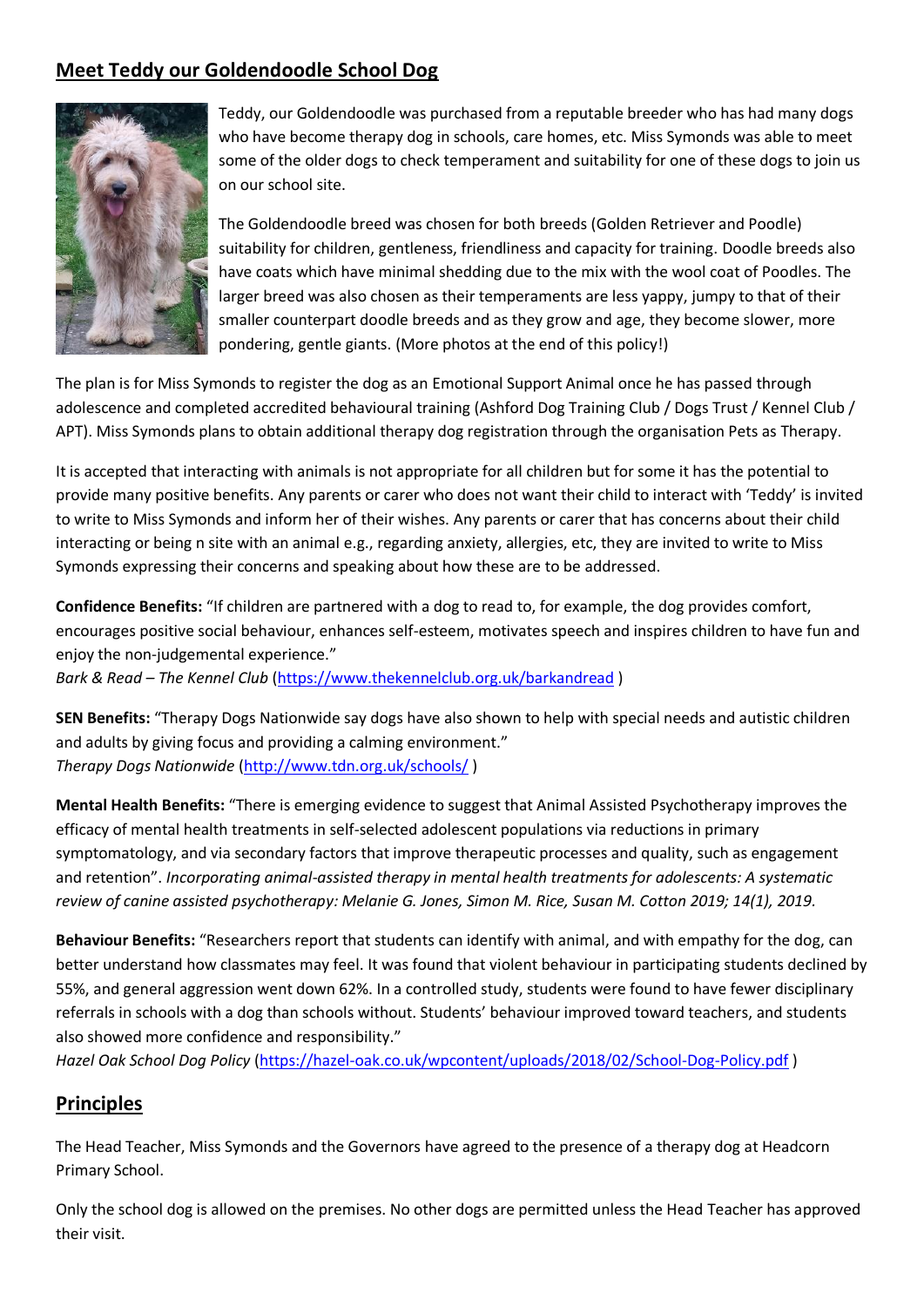## Meet Teddy our Goldendoodle School Dog

Teddy, our Goldendoodle was purchased from a reputable breeder who has had many dogs who have become therapy dog in schools, care homes, etc. Miss Symonds was able to meet some of the older dogs to check temperament and suitability for one of these dogs to join us on our school site.

The Goldendoodle breed was chosen for both breeds (Golden Retriever and Poodle) suitability for children, gentleness, friendliness and capacity for training. Doodle breeds also have coats which have minimal shedding due to the mix with the wool coat of Poodles. The larger breed was also chosen as their temperaments are less yappy, jumpy to that of their smaller counterpart doodle breeds and as they grow and age, they become slower, more pondering, gentle giants. (More photos at the end of this policy!)

The plan is for Miss Symonds to register the dog as an Emotional Support Animal once he has passed through adolescence and completed accredited behavioural training (Ashford Dog Training Club / Dogs Trust / Kennel Club / APT). Miss Symonds plans to obtain additional therapy dog registration through the organisation Pets as Therapy.

It is accepted that interacting with animals is not appropriate for all children but for some it has the potential to provide many positive benefits. Any parents or carer who does not want their child to interact with 'Teddy' is invited to write to Miss Symonds and inform her of their wishes. Any parents or carer that has concerns about their child interacting or being n site with an animal e.g., regarding anxiety, allergies, etc, they are invited to write to Miss Symonds expressing their concerns and speaking about how these are to be addressed.

**Confidence Benefits:** "If children are partnered with a dog to read to, for example, the dog provides comfort, encourages positive social behaviour, enhances self-esteem, motivates speech and inspires children to have fun and enjoy the non-judgemental experience."
*Bark & Read – The Kennel Club* (https://www.thekennelclub.org.uk/barkandread )

**SEN Benefits:** "Therapy Dogs Nationwide say dogs have also shown to help with special needs and autistic children and adults by giving focus and providing a calming environment."
*Therapy Dogs Nationwide* (http://www.tdn.org.uk/schools/ )

**Mental Health Benefits:** "There is emerging evidence to suggest that Animal Assisted Psychotherapy improves the efficacy of mental health treatments in self-selected adolescent populations via reductions in primary symptomatology, and via secondary factors that improve therapeutic processes and quality, such as engagement and retention". *Incorporating animal-assisted therapy in mental health treatments for adolescents: A systematic review of canine assisted psychotherapy: Melanie G. Jones, Simon M. Rice, Susan M. Cotton 2019; 14(1), 2019.*

**Behaviour Benefits:** "Researchers report that students can identify with animal, and with empathy for the dog, can better understand how classmates may feel. It was found that violent behaviour in participating students declined by 55%, and general aggression went down 62%. In a controlled study, students were found to have fewer disciplinary referrals in schools with a dog than schools without. Students' behaviour improved toward teachers, and students also showed more confidence and responsibility."
*Hazel Oak School Dog Policy* (https://hazel-oak.co.uk/wpcontent/uploads/2018/02/School-Dog-Policy.pdf )

## Principles

The Head Teacher, Miss Symonds and the Governors have agreed to the presence of a therapy dog at Headcorn Primary School.

Only the school dog is allowed on the premises. No other dogs are permitted unless the Head Teacher has approved their visit.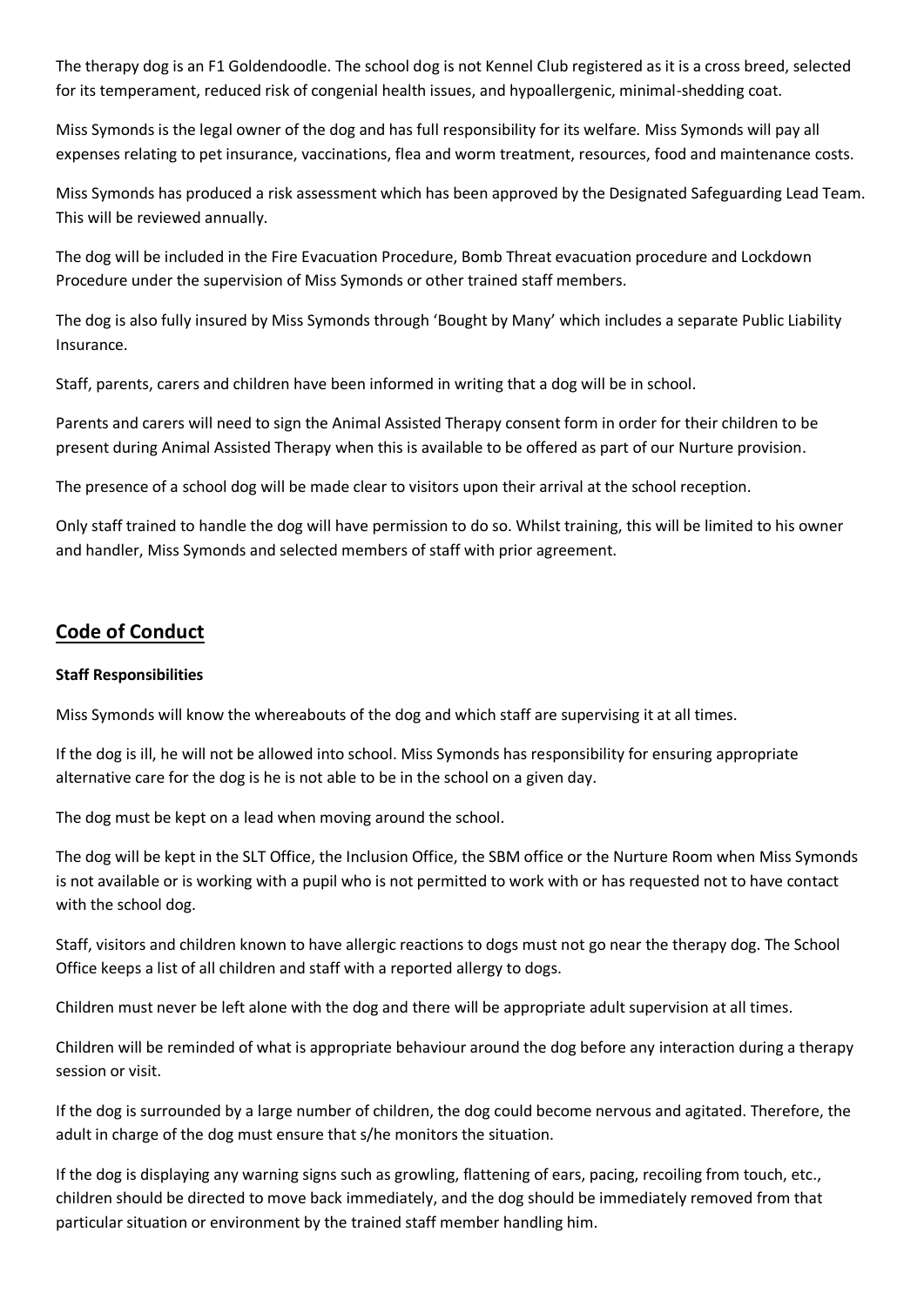The therapy dog is an F1 Goldendoodle. The school dog is not Kennel Club registered as it is a cross breed, selected for its temperament, reduced risk of congenial health issues, and hypoallergenic, minimal-shedding coat.

Miss Symonds is the legal owner of the dog and has full responsibility for its welfare. Miss Symonds will pay all expenses relating to pet insurance, vaccinations, flea and worm treatment, resources, food and maintenance costs.

Miss Symonds has produced a risk assessment which has been approved by the Designated Safeguarding Lead Team. This will be reviewed annually.

The dog will be included in the Fire Evacuation Procedure, Bomb Threat evacuation procedure and Lockdown Procedure under the supervision of Miss Symonds or other trained staff members.

The dog is also fully insured by Miss Symonds through 'Bought by Many' which includes a separate Public Liability Insurance.

Staff, parents, carers and children have been informed in writing that a dog will be in school.

Parents and carers will need to sign the Animal Assisted Therapy consent form in order for their children to be present during Animal Assisted Therapy when this is available to be offered as part of our Nurture provision.

The presence of a school dog will be made clear to visitors upon their arrival at the school reception.

Only staff trained to handle the dog will have permission to do so. Whilst training, this will be limited to his owner and handler, Miss Symonds and selected members of staff with prior agreement.

## Code of Conduct

**Staff Responsibilities**

Miss Symonds will know the whereabouts of the dog and which staff are supervising it at all times.

If the dog is ill, he will not be allowed into school. Miss Symonds has responsibility for ensuring appropriate alternative care for the dog is he is not able to be in the school on a given day.

The dog must be kept on a lead when moving around the school.

The dog will be kept in the SLT Office, the Inclusion Office, the SBM office or the Nurture Room when Miss Symonds is not available or is working with a pupil who is not permitted to work with or has requested not to have contact with the school dog.

Staff, visitors and children known to have allergic reactions to dogs must not go near the therapy dog. The School Office keeps a list of all children and staff with a reported allergy to dogs.

Children must never be left alone with the dog and there will be appropriate adult supervision at all times.

Children will be reminded of what is appropriate behaviour around the dog before any interaction during a therapy session or visit.

If the dog is surrounded by a large number of children, the dog could become nervous and agitated. Therefore, the adult in charge of the dog must ensure that s/he monitors the situation.

If the dog is displaying any warning signs such as growling, flattening of ears, pacing, recoiling from touch, etc., children should be directed to move back immediately, and the dog should be immediately removed from that particular situation or environment by the trained staff member handling him.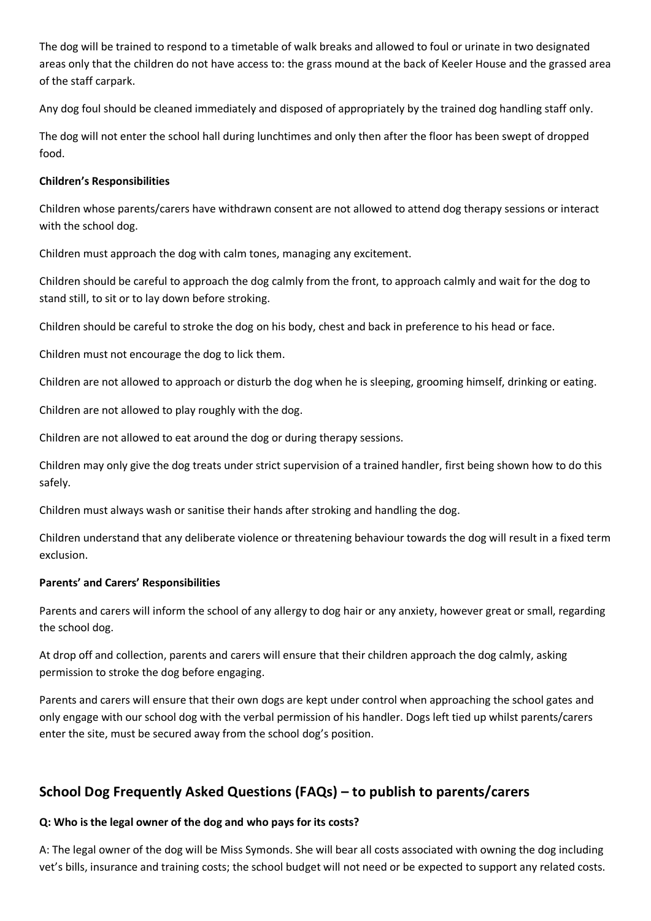The dog will be trained to respond to a timetable of walk breaks and allowed to foul or urinate in two designated areas only that the children do not have access to: the grass mound at the back of Keeler House and the grassed area of the staff carpark.

Any dog foul should be cleaned immediately and disposed of appropriately by the trained dog handling staff only.

The dog will not enter the school hall during lunchtimes and only then after the floor has been swept of dropped food.

**Children's Responsibilities**

Children whose parents/carers have withdrawn consent are not allowed to attend dog therapy sessions or interact with the school dog.

Children must approach the dog with calm tones, managing any excitement.

Children should be careful to approach the dog calmly from the front, to approach calmly and wait for the dog to stand still, to sit or to lay down before stroking.

Children should be careful to stroke the dog on his body, chest and back in preference to his head or face.

Children must not encourage the dog to lick them.

Children are not allowed to approach or disturb the dog when he is sleeping, grooming himself, drinking or eating.

Children are not allowed to play roughly with the dog.

Children are not allowed to eat around the dog or during therapy sessions.

Children may only give the dog treats under strict supervision of a trained handler, first being shown how to do this safely.

Children must always wash or sanitise their hands after stroking and handling the dog.

Children understand that any deliberate violence or threatening behaviour towards the dog will result in a fixed term exclusion.

**Parents' and Carers' Responsibilities**

Parents and carers will inform the school of any allergy to dog hair or any anxiety, however great or small, regarding the school dog.

At drop off and collection, parents and carers will ensure that their children approach the dog calmly, asking permission to stroke the dog before engaging.

Parents and carers will ensure that their own dogs are kept under control when approaching the school gates and only engage with our school dog with the verbal permission of his handler. Dogs left tied up whilst parents/carers enter the site, must be secured away from the school dog's position.

## School Dog Frequently Asked Questions (FAQs) – to publish to parents/carers

**Q: Who is the legal owner of the dog and who pays for its costs?**

A: The legal owner of the dog will be Miss Symonds. She will bear all costs associated with owning the dog including vet's bills, insurance and training costs; the school budget will not need or be expected to support any related costs.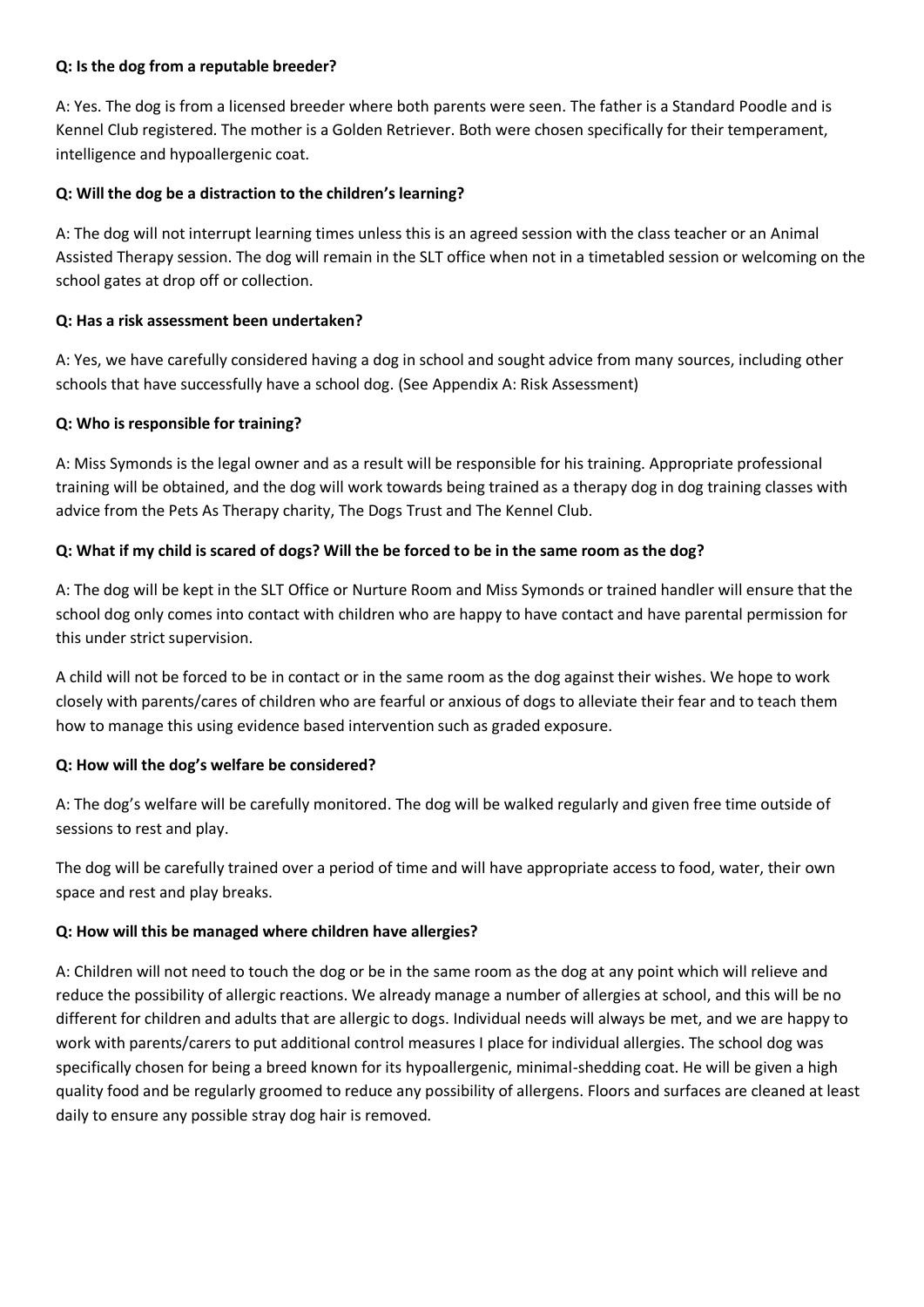**Q: Is the dog from a reputable breeder?**

A: Yes. The dog is from a licensed breeder where both parents were seen. The father is a Standard Poodle and is Kennel Club registered. The mother is a Golden Retriever. Both were chosen specifically for their temperament, intelligence and hypoallergenic coat.

**Q: Will the dog be a distraction to the children's learning?**

A: The dog will not interrupt learning times unless this is an agreed session with the class teacher or an Animal Assisted Therapy session. The dog will remain in the SLT office when not in a timetabled session or welcoming on the school gates at drop off or collection.

**Q: Has a risk assessment been undertaken?**

A: Yes, we have carefully considered having a dog in school and sought advice from many sources, including other schools that have successfully have a school dog. (See Appendix A: Risk Assessment)

**Q: Who is responsible for training?**

A: Miss Symonds is the legal owner and as a result will be responsible for his training. Appropriate professional training will be obtained, and the dog will work towards being trained as a therapy dog in dog training classes with advice from the Pets As Therapy charity, The Dogs Trust and The Kennel Club.

**Q: What if my child is scared of dogs? Will the be forced to be in the same room as the dog?**

A: The dog will be kept in the SLT Office or Nurture Room and Miss Symonds or trained handler will ensure that the school dog only comes into contact with children who are happy to have contact and have parental permission for this under strict supervision.

A child will not be forced to be in contact or in the same room as the dog against their wishes. We hope to work closely with parents/cares of children who are fearful or anxious of dogs to alleviate their fear and to teach them how to manage this using evidence based intervention such as graded exposure.

**Q: How will the dog's welfare be considered?**

A: The dog's welfare will be carefully monitored. The dog will be walked regularly and given free time outside of sessions to rest and play.

The dog will be carefully trained over a period of time and will have appropriate access to food, water, their own space and rest and play breaks.

**Q: How will this be managed where children have allergies?**

A: Children will not need to touch the dog or be in the same room as the dog at any point which will relieve and reduce the possibility of allergic reactions. We already manage a number of allergies at school, and this will be no different for children and adults that are allergic to dogs. Individual needs will always be met, and we are happy to work with parents/carers to put additional control measures I place for individual allergies. The school dog was specifically chosen for being a breed known for its hypoallergenic, minimal-shedding coat. He will be given a high quality food and be regularly groomed to reduce any possibility of allergens. Floors and surfaces are cleaned at least daily to ensure any possible stray dog hair is removed.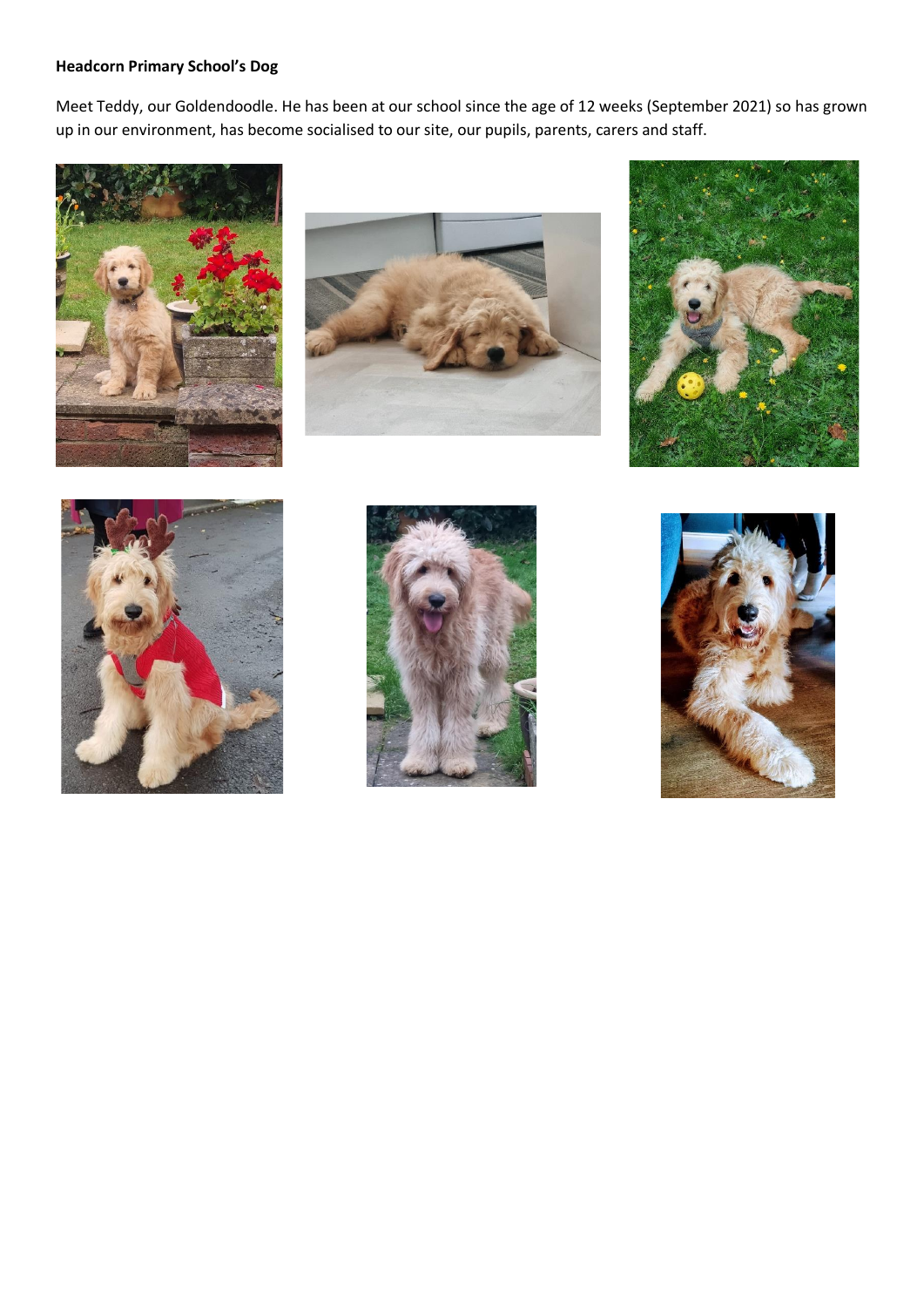**Headcorn Primary School's Dog**

Meet Teddy, our Goldendoodle. He has been at our school since the age of 12 weeks (September 2021) so has grown up in our environment, has become socialised to our site, our pupils, parents, carers and staff.